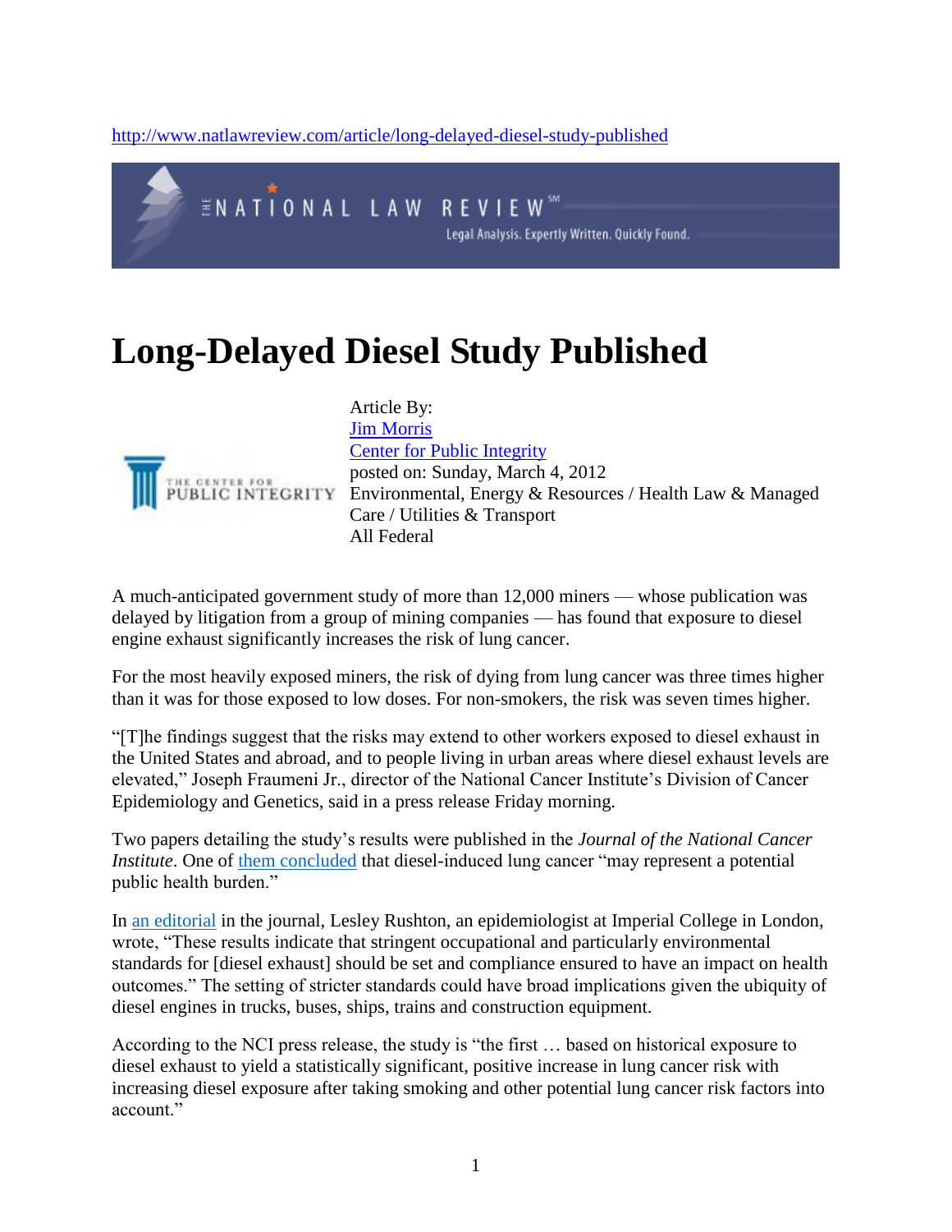http://www.natlawreview.com/article/long-delayed-diesel-study-published

THE NATIONAL LAW REVIEW

Legal Analysis. Expertly Written. Quickly Found.

# Long-Delayed Diesel Study Published

THE CENTER FOR PUBLIC INTEGRITY

Article By:
Jim Morris
Center for Public Integrity
posted on: Sunday, March 4, 2012
Environmental, Energy & Resources / Health Law & Managed Care / Utilities & Transport
All Federal

A much-anticipated government study of more than 12,000 miners — whose publication was delayed by litigation from a group of mining companies — has found that exposure to diesel engine exhaust significantly increases the risk of lung cancer.

For the most heavily exposed miners, the risk of dying from lung cancer was three times higher than it was for those exposed to low doses. For non-smokers, the risk was seven times higher.

"[T]he findings suggest that the risks may extend to other workers exposed to diesel exhaust in the United States and abroad, and to people living in urban areas where diesel exhaust levels are elevated," Joseph Fraumeni Jr., director of the National Cancer Institute's Division of Cancer Epidemiology and Genetics, said in a press release Friday morning.

Two papers detailing the study's results were published in the *Journal of the National Cancer Institute*. One of them concluded that diesel-induced lung cancer "may represent a potential public health burden."

In an editorial in the journal, Lesley Rushton, an epidemiologist at Imperial College in London, wrote, "These results indicate that stringent occupational and particularly environmental standards for [diesel exhaust] should be set and compliance ensured to have an impact on health outcomes." The setting of stricter standards could have broad implications given the ubiquity of diesel engines in trucks, buses, ships, trains and construction equipment.

According to the NCI press release, the study is "the first … based on historical exposure to diesel exhaust to yield a statistically significant, positive increase in lung cancer risk with increasing diesel exposure after taking smoking and other potential lung cancer risk factors into account."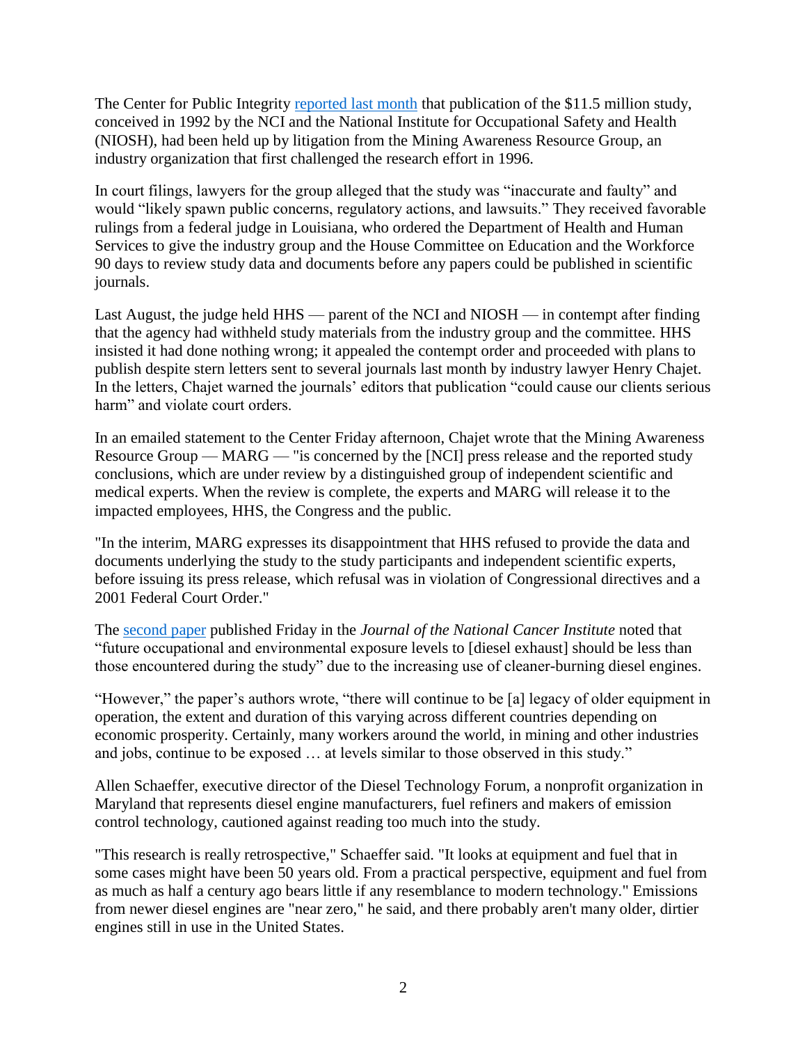The Center for Public Integrity [reported last month](#) that publication of the $11.5 million study, conceived in 1992 by the NCI and the National Institute for Occupational Safety and Health (NIOSH), had been held up by litigation from the Mining Awareness Resource Group, an industry organization that first challenged the research effort in 1996.

In court filings, lawyers for the group alleged that the study was "inaccurate and faulty" and would "likely spawn public concerns, regulatory actions, and lawsuits." They received favorable rulings from a federal judge in Louisiana, who ordered the Department of Health and Human Services to give the industry group and the House Committee on Education and the Workforce 90 days to review study data and documents before any papers could be published in scientific journals.

Last August, the judge held HHS — parent of the NCI and NIOSH — in contempt after finding that the agency had withheld study materials from the industry group and the committee. HHS insisted it had done nothing wrong; it appealed the contempt order and proceeded with plans to publish despite stern letters sent to several journals last month by industry lawyer Henry Chajet. In the letters, Chajet warned the journals' editors that publication "could cause our clients serious harm" and violate court orders.

In an emailed statement to the Center Friday afternoon, Chajet wrote that the Mining Awareness Resource Group — MARG — "is concerned by the [NCI] press release and the reported study conclusions, which are under review by a distinguished group of independent scientific and medical experts. When the review is complete, the experts and MARG will release it to the impacted employees, HHS, the Congress and the public.

"In the interim, MARG expresses its disappointment that HHS refused to provide the data and documents underlying the study to the study participants and independent scientific experts, before issuing its press release, which refusal was in violation of Congressional directives and a 2001 Federal Court Order."

The [second paper](#) published Friday in the *Journal of the National Cancer Institute* noted that "future occupational and environmental exposure levels to [diesel exhaust] should be less than those encountered during the study" due to the increasing use of cleaner-burning diesel engines.

"However," the paper's authors wrote, "there will continue to be [a] legacy of older equipment in operation, the extent and duration of this varying across different countries depending on economic prosperity. Certainly, many workers around the world, in mining and other industries and jobs, continue to be exposed … at levels similar to those observed in this study."

Allen Schaeffer, executive director of the Diesel Technology Forum, a nonprofit organization in Maryland that represents diesel engine manufacturers, fuel refiners and makers of emission control technology, cautioned against reading too much into the study.

"This research is really retrospective," Schaeffer said. "It looks at equipment and fuel that in some cases might have been 50 years old. From a practical perspective, equipment and fuel from as much as half a century ago bears little if any resemblance to modern technology." Emissions from newer diesel engines are "near zero," he said, and there probably aren't many older, dirtier engines still in use in the United States.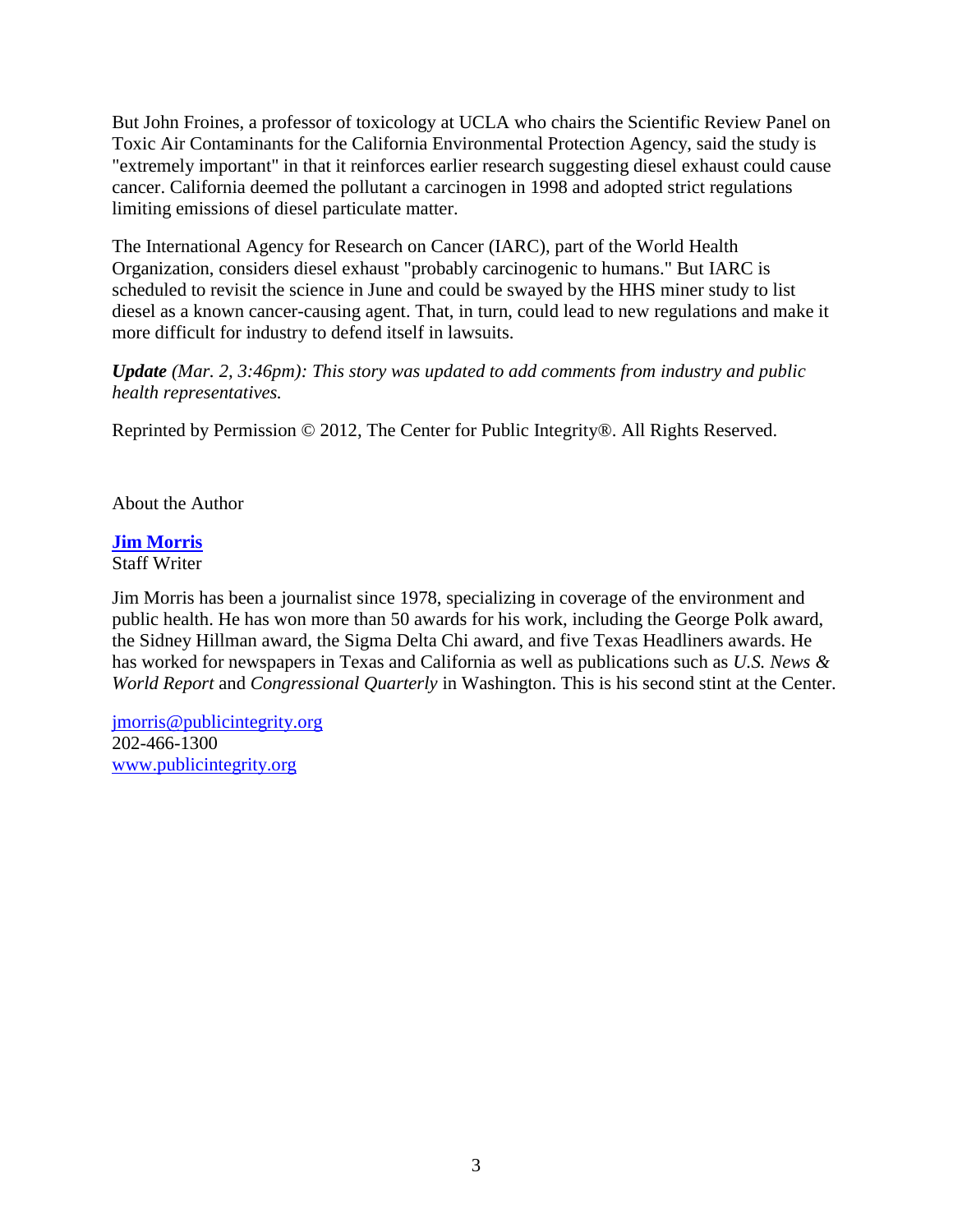But John Froines, a professor of toxicology at UCLA who chairs the Scientific Review Panel on Toxic Air Contaminants for the California Environmental Protection Agency, said the study is "extremely important" in that it reinforces earlier research suggesting diesel exhaust could cause cancer. California deemed the pollutant a carcinogen in 1998 and adopted strict regulations limiting emissions of diesel particulate matter.

The International Agency for Research on Cancer (IARC), part of the World Health Organization, considers diesel exhaust "probably carcinogenic to humans." But IARC is scheduled to revisit the science in June and could be swayed by the HHS miner study to list diesel as a known cancer-causing agent. That, in turn, could lead to new regulations and make it more difficult for industry to defend itself in lawsuits.

***Update** (Mar. 2, 3:46pm): This story was updated to add comments from industry and public health representatives.*

Reprinted by Permission © 2012, The Center for Public Integrity®. All Rights Reserved.

About the Author

**Jim Morris**
Staff Writer

Jim Morris has been a journalist since 1978, specializing in coverage of the environment and public health. He has won more than 50 awards for his work, including the George Polk award, the Sidney Hillman award, the Sigma Delta Chi award, and five Texas Headliners awards. He has worked for newspapers in Texas and California as well as publications such as *U.S. News & World Report* and *Congressional Quarterly* in Washington. This is his second stint at the Center.

jmorris@publicintegrity.org
202-466-1300
www.publicintegrity.org